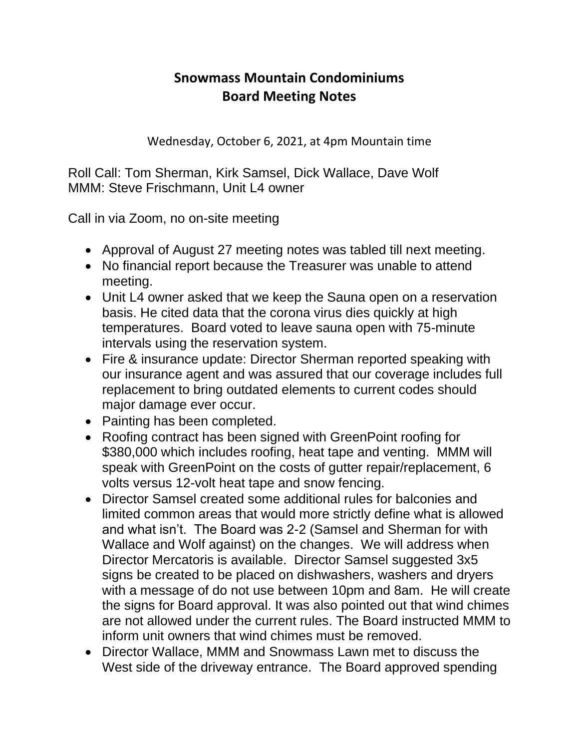# Snowmass Mountain Condominiums
# Board Meeting Notes

Wednesday, October 6, 2021, at 4pm Mountain time

Roll Call: Tom Sherman, Kirk Samsel, Dick Wallace, Dave Wolf
MMM: Steve Frischmann, Unit L4 owner

Call in via Zoom, no on-site meeting

- Approval of August 27 meeting notes was tabled till next meeting.
- No financial report because the Treasurer was unable to attend meeting.
- Unit L4 owner asked that we keep the Sauna open on a reservation basis. He cited data that the corona virus dies quickly at high temperatures. Board voted to leave sauna open with 75-minute intervals using the reservation system.
- Fire & insurance update: Director Sherman reported speaking with our insurance agent and was assured that our coverage includes full replacement to bring outdated elements to current codes should major damage ever occur.
- Painting has been completed.
- Roofing contract has been signed with GreenPoint roofing for $380,000 which includes roofing, heat tape and venting. MMM will speak with GreenPoint on the costs of gutter repair/replacement, 6 volts versus 12-volt heat tape and snow fencing.
- Director Samsel created some additional rules for balconies and limited common areas that would more strictly define what is allowed and what isn't. The Board was 2-2 (Samsel and Sherman for with Wallace and Wolf against) on the changes. We will address when Director Mercatoris is available. Director Samsel suggested 3x5 signs be created to be placed on dishwashers, washers and dryers with a message of do not use between 10pm and 8am. He will create the signs for Board approval. It was also pointed out that wind chimes are not allowed under the current rules. The Board instructed MMM to inform unit owners that wind chimes must be removed.
- Director Wallace, MMM and Snowmass Lawn met to discuss the West side of the driveway entrance. The Board approved spending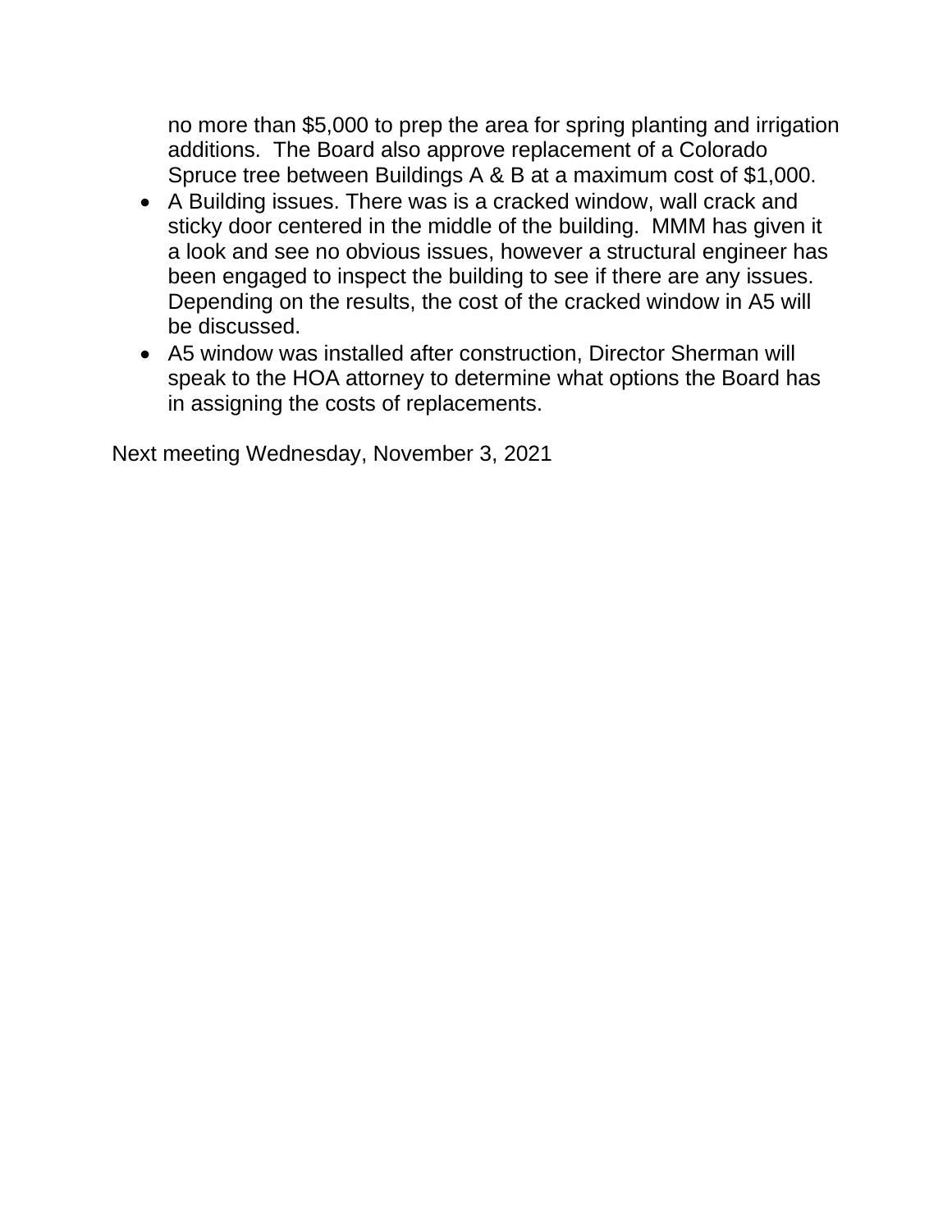no more than $5,000 to prep the area for spring planting and irrigation additions. The Board also approve replacement of a Colorado Spruce tree between Buildings A & B at a maximum cost of $1,000.

- A Building issues. There was is a cracked window, wall crack and sticky door centered in the middle of the building. MMM has given it a look and see no obvious issues, however a structural engineer has been engaged to inspect the building to see if there are any issues. Depending on the results, the cost of the cracked window in A5 will be discussed.
- A5 window was installed after construction, Director Sherman will speak to the HOA attorney to determine what options the Board has in assigning the costs of replacements.

Next meeting Wednesday, November 3, 2021